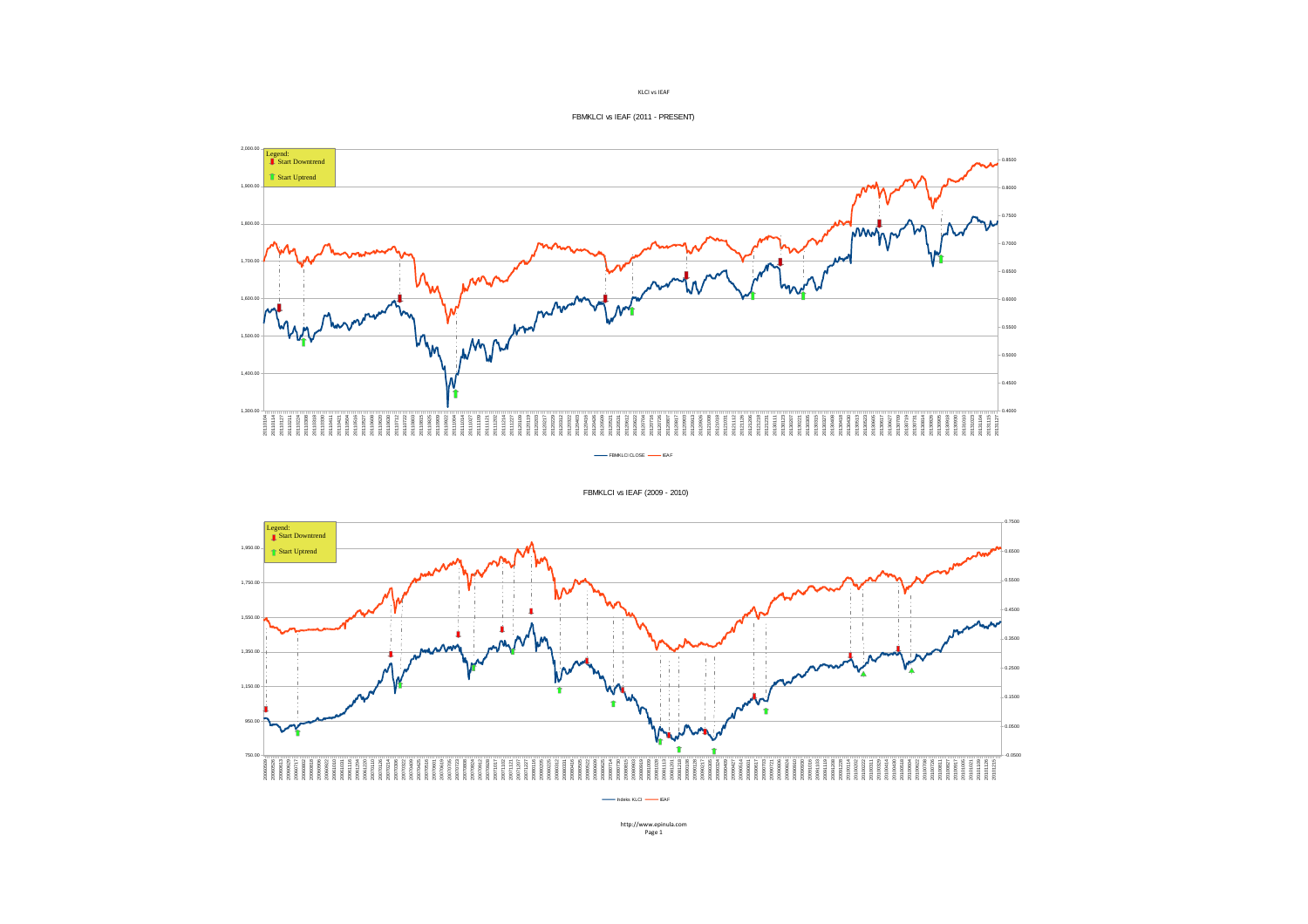KLCI vs IEAF

## FBMKLCI vs IEAF (2011 - PRESENT)

Legend:
Start Downtrend
Start Uptrend

FBMKLCI CLOSE — IEAF

## FBMKLCI vs IEAF (2009 - 2010)

Legend:
Start Downtrend
Start Uptrend

Indeks KLCI — IEAF

http://www.epinula.com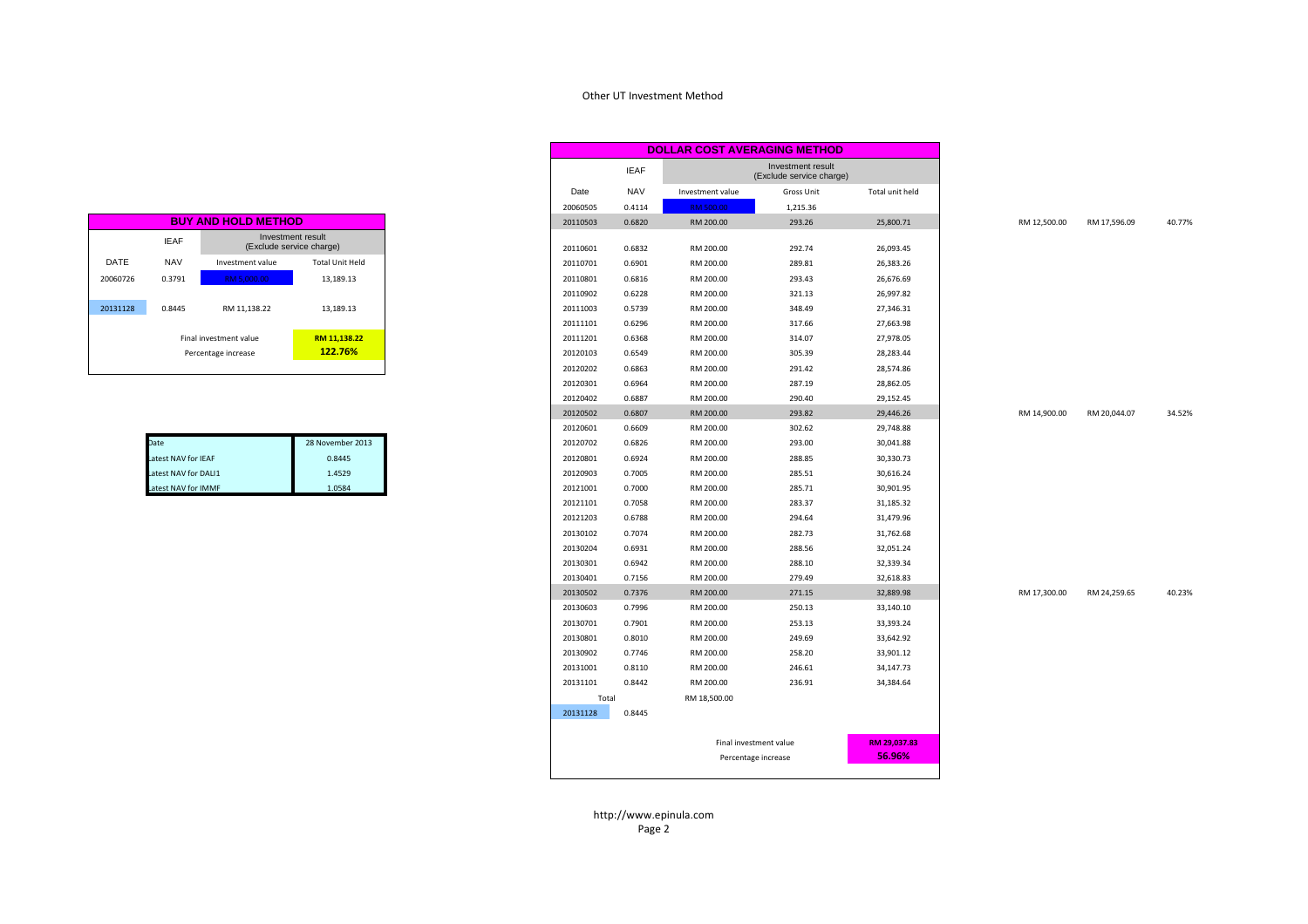Other UT Investment Method

| BUY AND HOLD METHOD | | | |
|---|---|---|---|
| | IEAF | Investment result (Exclude service charge) | |
| DATE | NAV | Investment value | Total Unit Held |
| 20060726 | 0.3791 | RM 5,000.00 | 13,189.13 |
| 20131128 | 0.8445 | RM 11,138.22 | 13,189.13 |
| | | Final investment value | RM 11,138.22 |
| | | Percentage increase | 122.76% |

| Date | 28 November 2013 |
|---|---|
| Latest NAV for IEAF | 0.8445 |
| Latest NAV for DALI1 | 1.4529 |
| Latest NAV for IMMF | 1.0584 |

| DOLLAR COST AVERAGING METHOD | | | | | | | |
|---|---|---|---|---|---|---|---|
| | IEAF | Investment result (Exclude service charge) | | | | | |
| Date | NAV | Investment value | Gross Unit | Total unit held | | | |
| 20060505 | 0.4114 | RM 500.00 | 1,215.36 | | | | |
| 20110503 | 0.6820 | RM 200.00 | 293.26 | 25,800.71 | RM 12,500.00 | RM 17,596.09 | 40.77% |
| 20110601 | 0.6832 | RM 200.00 | 292.74 | 26,093.45 | | | |
| 20110701 | 0.6901 | RM 200.00 | 289.81 | 26,383.26 | | | |
| 20110801 | 0.6816 | RM 200.00 | 293.43 | 26,676.69 | | | |
| 20110902 | 0.6228 | RM 200.00 | 321.13 | 26,997.82 | | | |
| 20111003 | 0.5739 | RM 200.00 | 348.49 | 27,346.31 | | | |
| 20111101 | 0.6296 | RM 200.00 | 317.66 | 27,663.98 | | | |
| 20111201 | 0.6368 | RM 200.00 | 314.07 | 27,978.05 | | | |
| 20120103 | 0.6549 | RM 200.00 | 305.39 | 28,283.44 | | | |
| 20120202 | 0.6863 | RM 200.00 | 291.42 | 28,574.86 | | | |
| 20120301 | 0.6964 | RM 200.00 | 287.19 | 28,862.05 | | | |
| 20120402 | 0.6887 | RM 200.00 | 290.40 | 29,152.45 | | | |
| 20120502 | 0.6807 | RM 200.00 | 293.82 | 29,446.26 | RM 14,900.00 | RM 20,044.07 | 34.52% |
| 20120601 | 0.6609 | RM 200.00 | 302.62 | 29,748.88 | | | |
| 20120702 | 0.6826 | RM 200.00 | 293.00 | 30,041.88 | | | |
| 20120801 | 0.6924 | RM 200.00 | 288.85 | 30,330.73 | | | |
| 20120903 | 0.7005 | RM 200.00 | 285.51 | 30,616.24 | | | |
| 20121001 | 0.7000 | RM 200.00 | 285.71 | 30,901.95 | | | |
| 20121101 | 0.7058 | RM 200.00 | 283.37 | 31,185.32 | | | |
| 20121203 | 0.6788 | RM 200.00 | 294.64 | 31,479.96 | | | |
| 20130102 | 0.7074 | RM 200.00 | 282.73 | 31,762.68 | | | |
| 20130204 | 0.6931 | RM 200.00 | 288.56 | 32,051.24 | | | |
| 20130301 | 0.6942 | RM 200.00 | 288.10 | 32,339.34 | | | |
| 20130401 | 0.7156 | RM 200.00 | 279.49 | 32,618.83 | | | |
| 20130502 | 0.7376 | RM 200.00 | 271.15 | 32,889.98 | RM 17,300.00 | RM 24,259.65 | 40.23% |
| 20130603 | 0.7996 | RM 200.00 | 250.13 | 33,140.10 | | | |
| 20130701 | 0.7901 | RM 200.00 | 253.13 | 33,393.24 | | | |
| 20130801 | 0.8010 | RM 200.00 | 249.69 | 33,642.92 | | | |
| 20130902 | 0.7746 | RM 200.00 | 258.20 | 33,901.12 | | | |
| 20131001 | 0.8110 | RM 200.00 | 246.61 | 34,147.73 | | | |
| 20131101 | 0.8442 | RM 200.00 | 236.91 | 34,384.64 | | | |
| Total | | RM 18,500.00 | | | | | |
| 20131128 | 0.8445 | | | | | | |
| | | Final investment value | | RM 29,037.83 | | | |
| | | Percentage increase | | 56.96% | | | |

http://www.epinula.com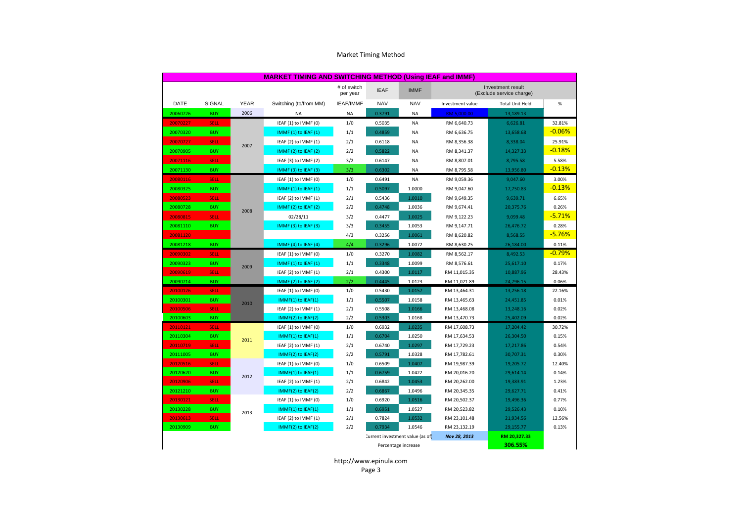Market Timing Method

| MARKET TIMING AND SWITCHING METHOD (Using IEAF and IMMF) | | | | | | | | | |
|---|---|---|---|---|---|---|---|---|---|
| | | | | # of switch per year | IEAF | IMMF | Investment result (Exclude service charge) | | |
| DATE | SIGNAL | YEAR | Switching (to/from MM) | IEAF/IMMF | NAV | NAV | Investment value | Total Unit Held | % |
| 20060726 | BUY | 2006 | NA | NA | 0.3791 | NA | RM 5,000.00 | 13,189.13 | |
| 20070227 | SELL | 2007 | IEAF (1) to IMMF (0) | 1/0 | 0.5035 | NA | RM 6,640.73 | 6,626.81 | 32.81% |
| 20070320 | BUY | | IMMF (1) to IEAF (1) | 1/1 | 0.4859 | NA | RM 6,636.75 | 13,658.68 | -0.06% |
| 20070727 | SELL | | IEAF (2) to IMMF (1) | 2/1 | 0.6118 | NA | RM 8,356.38 | 8,338.04 | 25.91% |
| 20070905 | BUY | | IMMF (2) to IEAF (2) | 2/2 | 0.5822 | NA | RM 8,341.37 | 14,327.33 | -0.18% |
| 20071116 | SELL | | IEAF (3) to IMMF (2) | 3/2 | 0.6147 | NA | RM 8,807.01 | 8,795.58 | 5.58% |
| 20071130 | BUY | | IMMF (3) to IEAF (3) | 3/3 | 0.6302 | NA | RM 8,795.58 | 13,956.80 | -0.13% |
| 20080116 | SELL | 2008 | IEAF (1) to IMMF (0) | 1/0 | 0.6491 | NA | RM 9,059.36 | 9,047.60 | 3.00% |
| 20080325 | BUY | | IMMF (1) to IEAF (1) | 1/1 | 0.5097 | 1.0000 | RM 9,047.60 | 17,750.83 | -0.13% |
| 20080523 | SELL | | IEAF (2) to IMMF (1) | 2/1 | 0.5436 | 1.0010 | RM 9,649.35 | 9,639.71 | 6.65% |
| 20080728 | BUY | | IMMF (2) to IEAF (2) | 2/2 | 0.4748 | 1.0036 | RM 9,674.41 | 20,375.76 | 0.26% |
| 20080815 | SELL | | 02/28/11 | 3/2 | 0.4477 | 1.0025 | RM 9,122.23 | 9,099.48 | -5.71% |
| 20081110 | BUY | | IMMF (3) to IEAF (3) | 3/3 | 0.3455 | 1.0053 | RM 9,147.71 | 26,476.72 | 0.28% |
| 20081120 | | | | 4/3 | 0.3256 | 1.0061 | RM 8,620.82 | 8,568.55 | -5.76% |
| 20081218 | BUY | | IMMF (4) to IEAF (4) | 4/4 | 0.3296 | 1.0072 | RM 8,630.25 | 26,184.00 | 0.11% |
| 20090302 | SELL | 2009 | IEAF (1) to IMMF (0) | 1/0 | 0.3270 | 1.0082 | RM 8,562.17 | 8,492.53 | -0.79% |
| 20090323 | BUY | | IMMF (1) to IEAF (1) | 1/1 | 0.3348 | 1.0099 | RM 8,576.61 | 25,617.10 | 0.17% |
| 20090619 | SELL | | IEAF (2) to IMMF (1) | 2/1 | 0.4300 | 1.0117 | RM 11,015.35 | 10,887.96 | 28.43% |
| 20090714 | BUY | | IMMF (2) to IEAF (2) | 2/2 | 0.4445 | 1.0123 | RM 11,021.89 | 24,796.15 | 0.06% |
| 20100126 | SELL | 2010 | IEAF (1) to IMMF (0) | 1/0 | 0.5430 | 1.0157 | RM 13,464.31 | 13,256.18 | 22.16% |
| 20100301 | BUY | | IMMF(1) to IEAF(1) | 1/1 | 0.5507 | 1.0158 | RM 13,465.63 | 24,451.85 | 0.01% |
| 20100506 | SELL | | IEAF (2) to IMMF (1) | 2/1 | 0.5508 | 1.0166 | RM 13,468.08 | 13,248.16 | 0.02% |
| 20100603 | BUY | | IMMF(2) to IEAF(2) | 2/2 | 0.5303 | 1.0168 | RM 13,470.73 | 25,402.09 | 0.02% |
| 20110121 | SELL | 2011 | IEAF (1) to IMMF (0) | 1/0 | 0.6932 | 1.0235 | RM 17,608.73 | 17,204.42 | 30.72% |
| 20110304 | BUY | | IMMF(1) to IEAF(1) | 1/1 | 0.6704 | 1.0250 | RM 17,634.53 | 26,304.50 | 0.15% |
| 20110719 | SELL | | IEAF (2) to IMMF (1) | 2/1 | 0.6740 | 1.0297 | RM 17,729.23 | 17,217.86 | 0.54% |
| 20111005 | BUY | | IMMF(2) to IEAF(2) | 2/2 | 0.5791 | 1.0328 | RM 17,782.61 | 30,707.31 | 0.30% |
| 20120516 | SELL | 2012 | IEAF (1) to IMMF (0) | 1/0 | 0.6509 | 1.0407 | RM 19,987.39 | 19,205.72 | 12.40% |
| 20120620 | BUY | | IMMF(1) to IEAF(1) | 1/1 | 0.6759 | 1.0422 | RM 20,016.20 | 29,614.14 | 0.14% |
| 20120906 | SELL | | IEAF (2) to IMMF (1) | 2/1 | 0.6842 | 1.0453 | RM 20,262.00 | 19,383.91 | 1.23% |
| 20121210 | BUY | | IMMF(2) to IEAF(2) | 2/2 | 0.6867 | 1.0496 | RM 20,345.35 | 29,627.71 | 0.41% |
| 20130121 | SELL | 2013 | IEAF (1) to IMMF (0) | 1/0 | 0.6920 | 1.0516 | RM 20,502.37 | 19,496.36 | 0.77% |
| 20130228 | BUY | | IMMF(1) to IEAF(1) | 1/1 | 0.6951 | 1.0527 | RM 20,523.82 | 29,526.43 | 0.10% |
| 20130613 | SELL | | IEAF (2) to IMMF (1) | 2/1 | 0.7824 | 1.0532 | RM 23,101.48 | 21,934.56 | 12.56% |
| 20130909 | BUY | | IMMF(2) to IEAF(2) | 2/2 | 0.7934 | 1.0546 | RM 23,132.19 | 29,155.77 | 0.13% |
| | | | | | Current investment value (as of) | | *Nov 28, 2013* | RM 20,327.33 | |
| | | | | | Percentage increase | | | 306.55% | |

http://www.epinula.com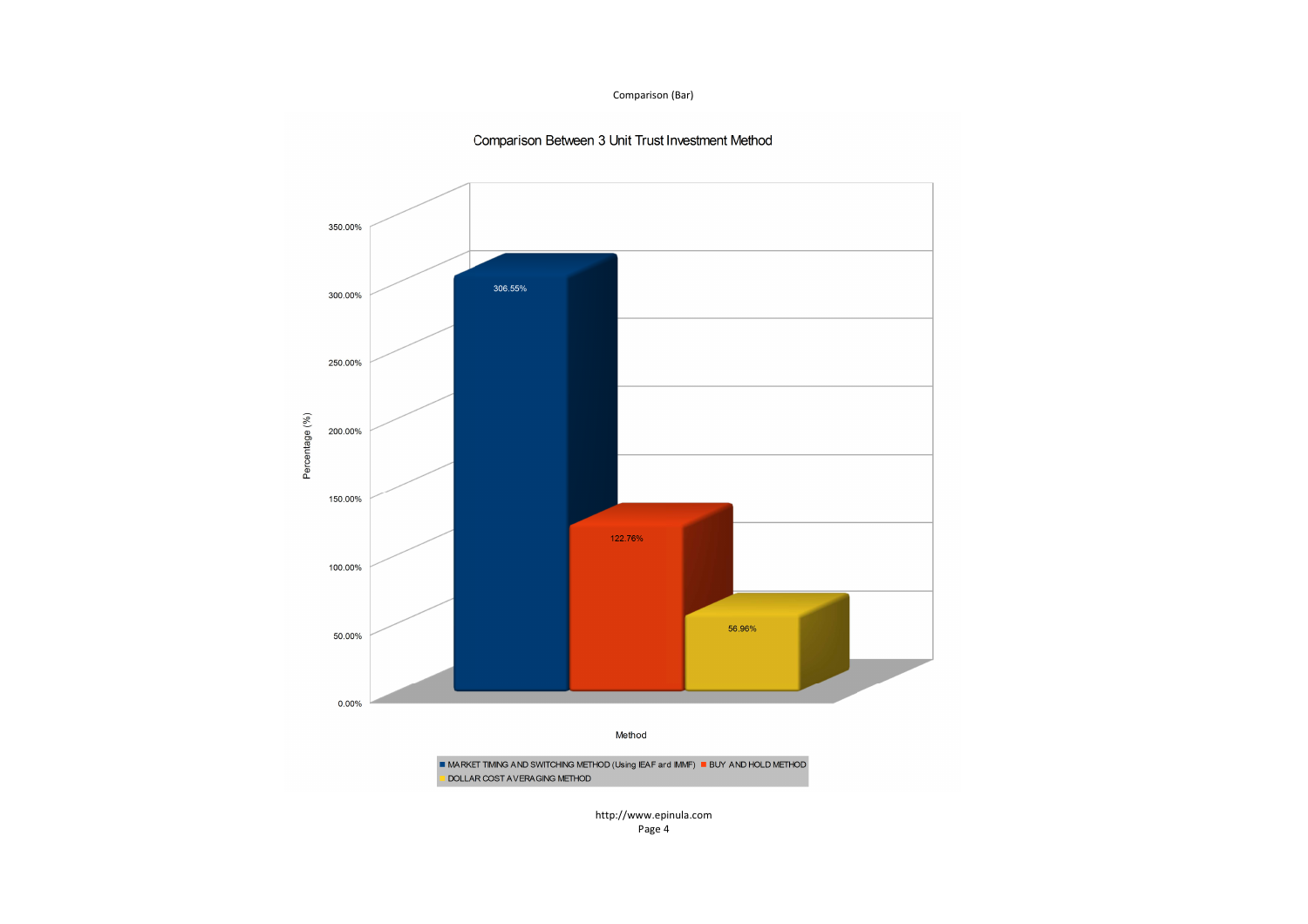Comparison (Bar)

## Comparison Between 3 Unit Trust Investment Method

| Method | Percentage (%) |
|---|---|
| MARKET TIMING AND SWITCHING METHOD (Using IEAF and IMMF) | 306.55% |
| BUY AND HOLD METHOD | 122.76% |
| DOLLAR COST AVERAGING METHOD | 56.96% |

http://www.epinula.com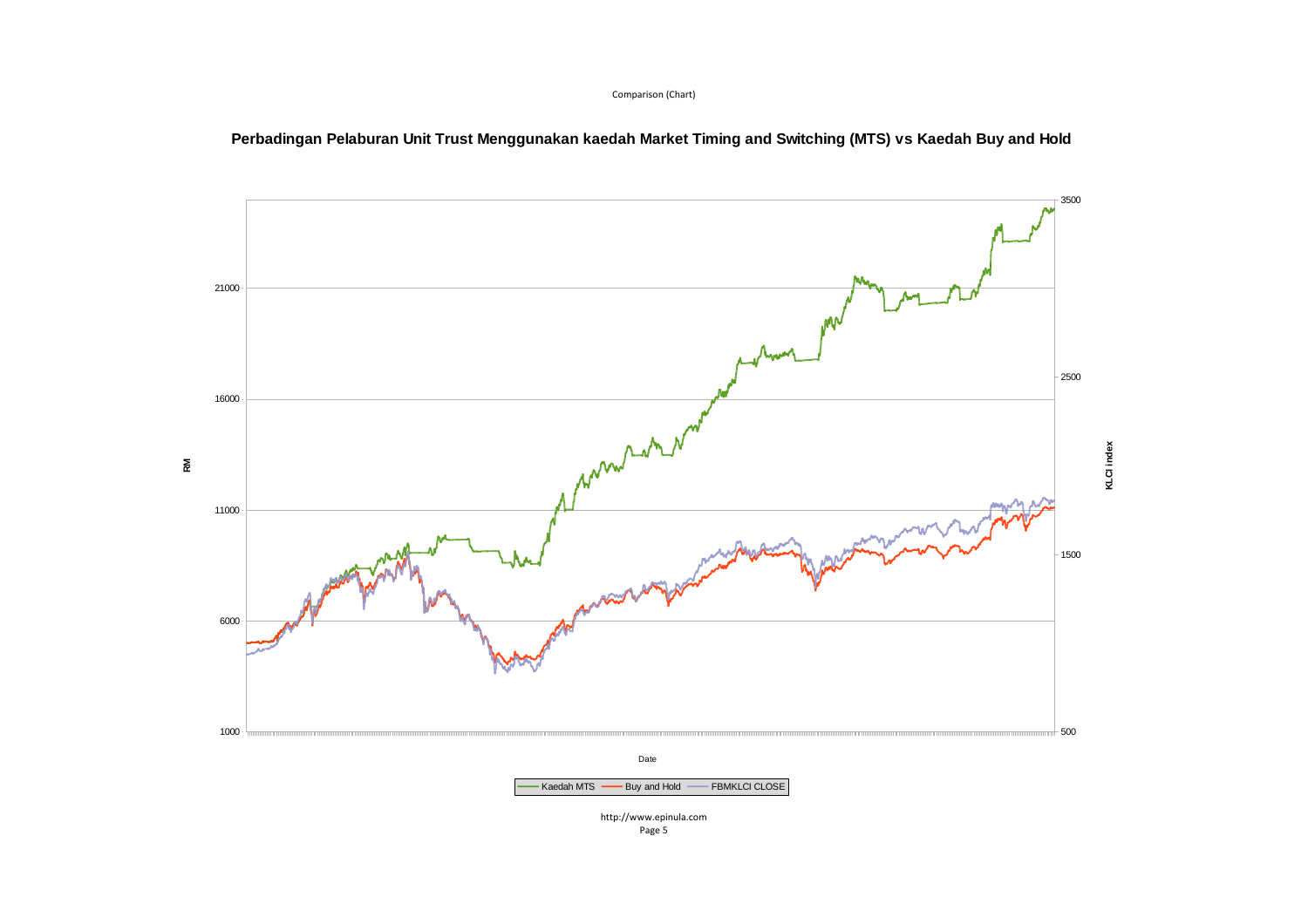Comparison (Chart)

**Perbadingan Pelaburan Unit Trust Menggunakan kaedah Market Timing and Switching (MTS) vs Kaedah Buy and Hold**

RM

21000
16000
11000
6000
1000

KLCI index

3500
2500
1500
500

Date

Kaedah MTS
Buy and Hold
FBMKLCI CLOSE

http://www.epinula.com